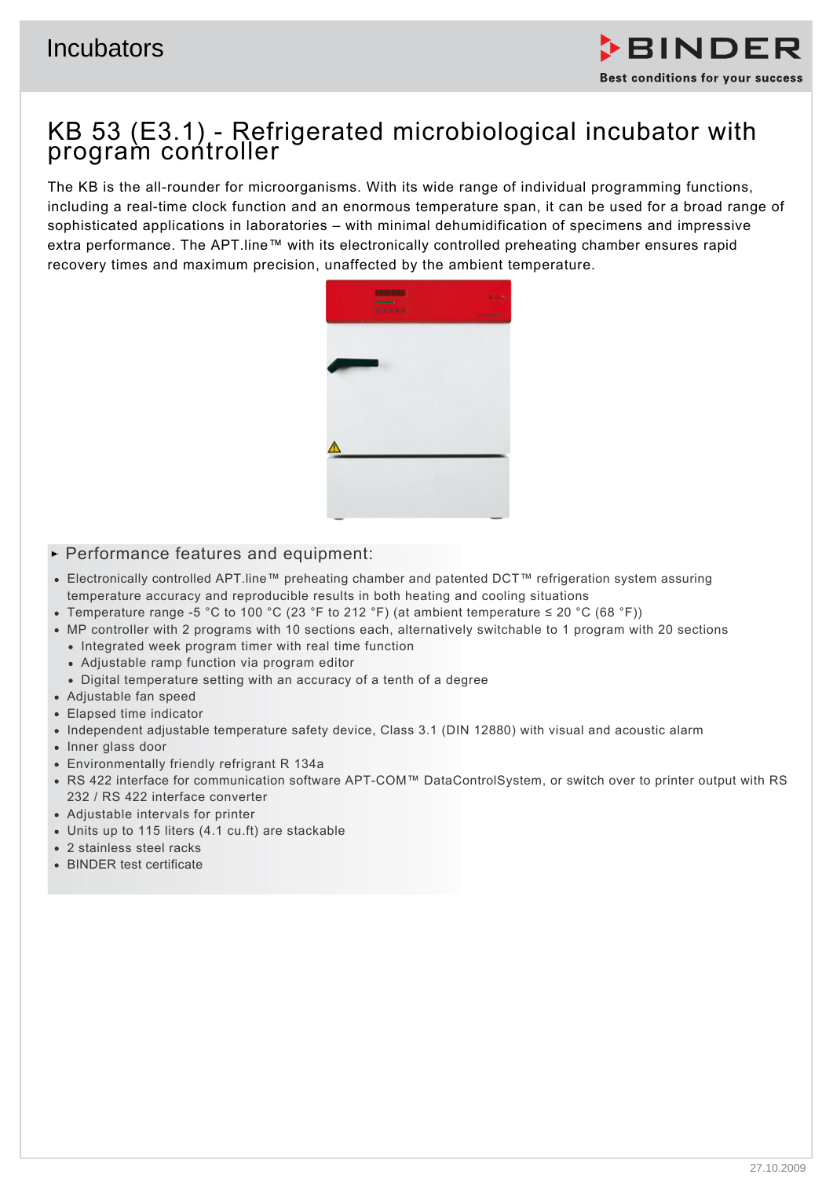# Incubators

BINDER
Best conditions for your success

## KB 53 (E3.1) - Refrigerated microbiological incubator with program controller

The KB is the all-rounder for microorganisms. With its wide range of individual programming functions, including a real-time clock function and an enormous temperature span, it can be used for a broad range of sophisticated applications in laboratories – with minimal dehumidification of specimens and impressive extra performance. The APT.line™ with its electronically controlled preheating chamber ensures rapid recovery times and maximum precision, unaffected by the ambient temperature.

### Performance features and equipment:

- Electronically controlled APT.line™ preheating chamber and patented DCT™ refrigeration system assuring temperature accuracy and reproducible results in both heating and cooling situations
- Temperature range -5 °C to 100 °C (23 °F to 212 °F) (at ambient temperature ≤ 20 °C (68 °F))
- MP controller with 2 programs with 10 sections each, alternatively switchable to 1 program with 20 sections
  - Integrated week program timer with real time function
  - Adjustable ramp function via program editor
  - Digital temperature setting with an accuracy of a tenth of a degree
- Adjustable fan speed
- Elapsed time indicator
- Independent adjustable temperature safety device, Class 3.1 (DIN 12880) with visual and acoustic alarm
- Inner glass door
- Environmentally friendly refrigrant R 134a
- RS 422 interface for communication software APT-COM™ DataControlSystem, or switch over to printer output with RS 232 / RS 422 interface converter
- Adjustable intervals for printer
- Units up to 115 liters (4.1 cu.ft) are stackable
- 2 stainless steel racks
- BINDER test certificate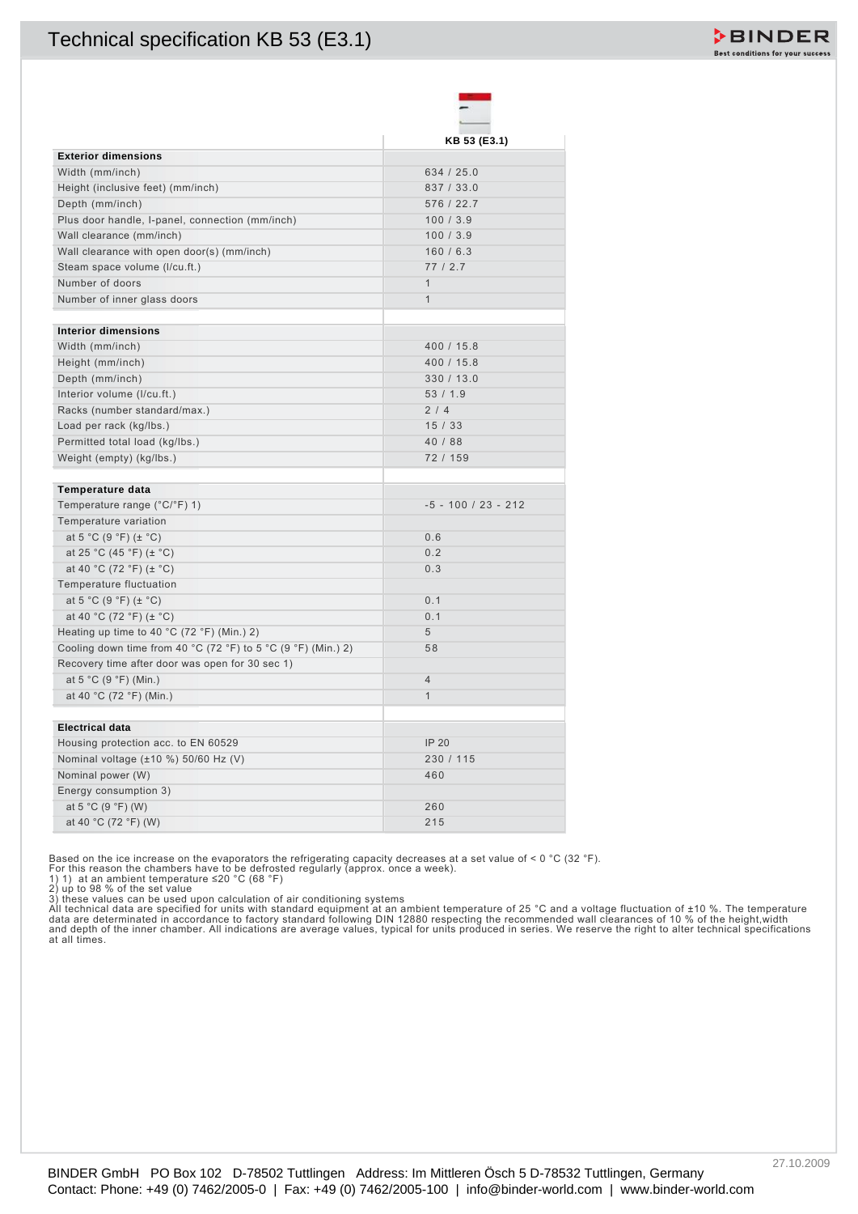# Technical specification KB 53 (E3.1)

| | KB 53 (E3.1) |
|---|---|
| **Exterior dimensions** | |
| Width (mm/inch) | 634 / 25.0 |
| Height (inclusive feet) (mm/inch) | 837 / 33.0 |
| Depth (mm/inch) | 576 / 22.7 |
| Plus door handle, I-panel, connection (mm/inch) | 100 / 3.9 |
| Wall clearance (mm/inch) | 100 / 3.9 |
| Wall clearance with open door(s) (mm/inch) | 160 / 6.3 |
| Steam space volume (l/cu.ft.) | 77 / 2.7 |
| Number of doors | 1 |
| Number of inner glass doors | 1 |
| | |
| **Interior dimensions** | |
| Width (mm/inch) | 400 / 15.8 |
| Height (mm/inch) | 400 / 15.8 |
| Depth (mm/inch) | 330 / 13.0 |
| Interior volume (l/cu.ft.) | 53 / 1.9 |
| Racks (number standard/max.) | 2 / 4 |
| Load per rack (kg/lbs.) | 15 / 33 |
| Permitted total load (kg/lbs.) | 40 / 88 |
| Weight (empty) (kg/lbs.) | 72 / 159 |
| | |
| **Temperature data** | |
| Temperature range (°C/°F) 1) | -5 - 100 / 23 - 212 |
| Temperature variation | |
| at 5 °C (9 °F) (± °C) | 0.6 |
| at 25 °C (45 °F) (± °C) | 0.2 |
| at 40 °C (72 °F) (± °C) | 0.3 |
| Temperature fluctuation | |
| at 5 °C (9 °F) (± °C) | 0.1 |
| at 40 °C (72 °F) (± °C) | 0.1 |
| Heating up time to 40 °C (72 °F) (Min.) 2) | 5 |
| Cooling down time from 40 °C (72 °F) to 5 °C (9 °F) (Min.) 2) | 58 |
| Recovery time after door was open for 30 sec 1) | |
| at 5 °C (9 °F) (Min.) | 4 |
| at 40 °C (72 °F) (Min.) | 1 |
| | |
| **Electrical data** | |
| Housing protection acc. to EN 60529 | IP 20 |
| Nominal voltage (±10 %) 50/60 Hz (V) | 230 / 115 |
| Nominal power (W) | 460 |
| Energy consumption 3) | |
| at 5 °C (9 °F) (W) | 260 |
| at 40 °C (72 °F) (W) | 215 |

Based on the ice increase on the evaporators the refrigerating capacity decreases at a set value of < 0 °C (32 °F).
For this reason the chambers have to be defrosted regularly (approx. once a week).
1) 1) at an ambient temperature ≤20 °C (68 °F)
2) up to 98 % of the set value
3) these values can be used upon calculation of air conditioning systems
All technical data are specified for units with standard equipment at an ambient temperature of 25 °C and a voltage fluctuation of ±10 %. The temperature data are determinated in accordance to factory standard following DIN 12880 respecting the recommended wall clearances of 10 % of the height,width and depth of the inner chamber. All indications are average values, typical for units produced in series. We reserve the right to alter technical specifications at all times.

BINDER GmbH PO Box 102 D-78502 Tuttlingen Address: Im Mittleren Ösch 5 D-78532 Tuttlingen, Germany
Contact: Phone: +49 (0) 7462/2005-0 | Fax: +49 (0) 7462/2005-100 | info@binder-world.com | www.binder-world.com

27.10.2009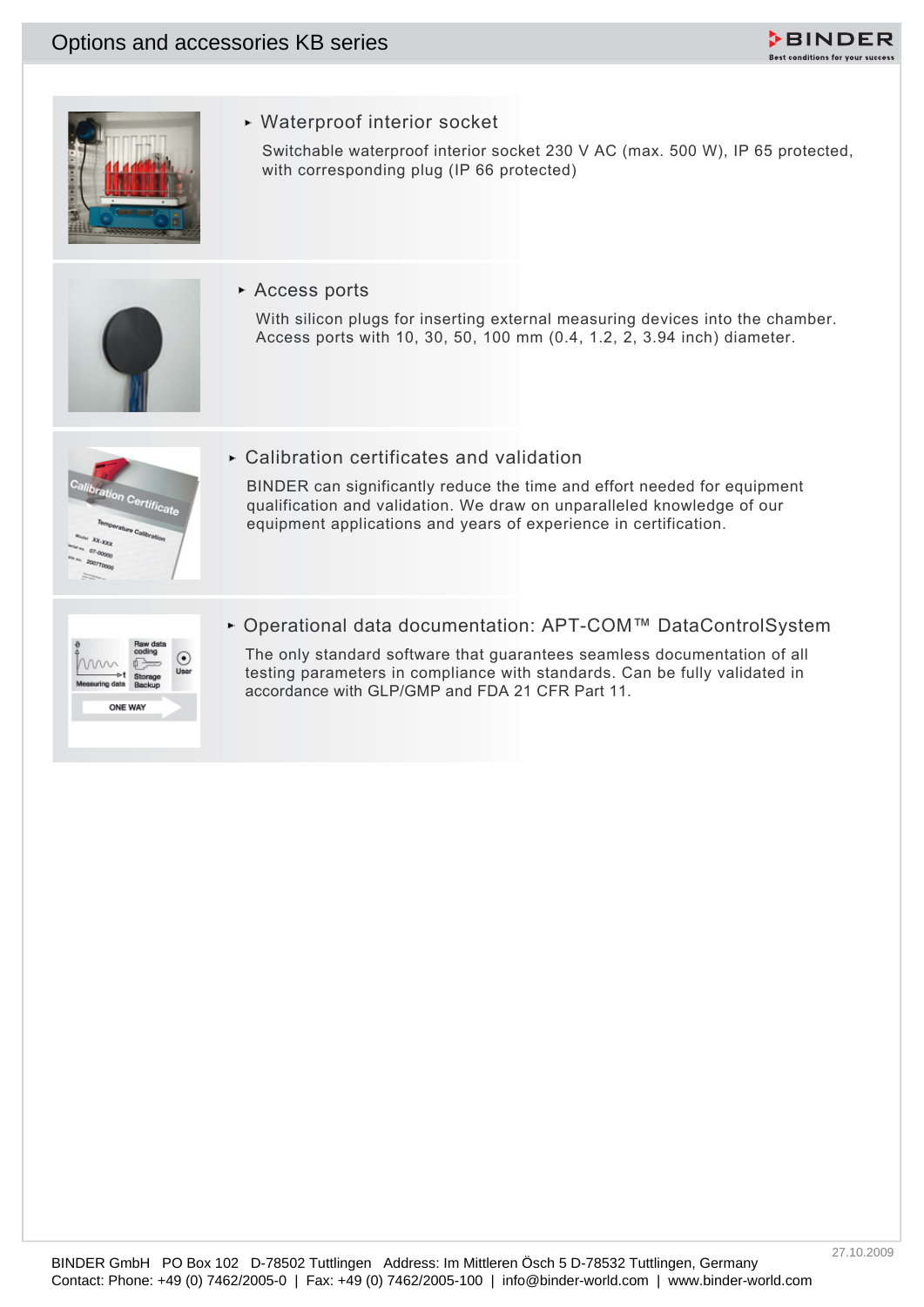# Options and accessories KB series

## Waterproof interior socket

Switchable waterproof interior socket 230 V AC (max. 500 W), IP 65 protected, with corresponding plug (IP 66 protected)

## Access ports

With silicon plugs for inserting external measuring devices into the chamber. Access ports with 10, 30, 50, 100 mm (0.4, 1.2, 2, 3.94 inch) diameter.

## Calibration certificates and validation

BINDER can significantly reduce the time and effort needed for equipment qualification and validation. We draw on unparalleled knowledge of our equipment applications and years of experience in certification.

## Operational data documentation: APT-COM™ DataControlSystem

The only standard software that guarantees seamless documentation of all testing parameters in compliance with standards. Can be fully validated in accordance with GLP/GMP and FDA 21 CFR Part 11.

27.10.2009

BINDER GmbH PO Box 102 D-78502 Tuttlingen Address: Im Mittleren Ösch 5 D-78532 Tuttlingen, Germany
Contact: Phone: +49 (0) 7462/2005-0 | Fax: +49 (0) 7462/2005-100 | info@binder-world.com | www.binder-world.com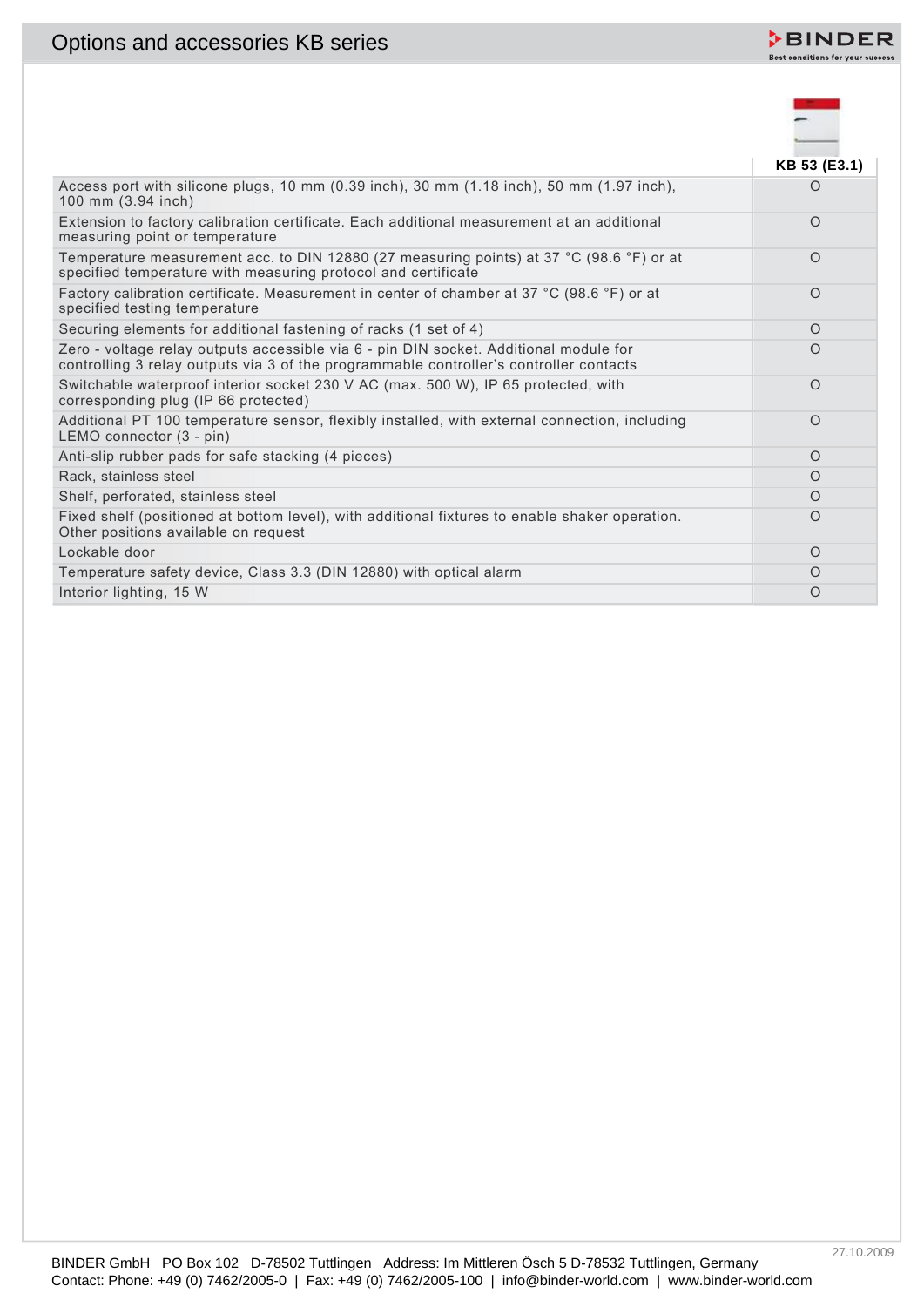# Options and accessories KB series

| | KB 53 (E3.1) |
|---|---|
| Access port with silicone plugs, 10 mm (0.39 inch), 30 mm (1.18 inch), 50 mm (1.97 inch), 100 mm (3.94 inch) | O |
| Extension to factory calibration certificate. Each additional measurement at an additional measuring point or temperature | O |
| Temperature measurement acc. to DIN 12880 (27 measuring points) at 37 °C (98.6 °F) or at specified temperature with measuring protocol and certificate | O |
| Factory calibration certificate. Measurement in center of chamber at 37 °C (98.6 °F) or at specified testing temperature | O |
| Securing elements for additional fastening of racks (1 set of 4) | O |
| Zero - voltage relay outputs accessible via 6 - pin DIN socket. Additional module for controlling 3 relay outputs via 3 of the programmable controller's controller contacts | O |
| Switchable waterproof interior socket 230 V AC (max. 500 W), IP 65 protected, with corresponding plug (IP 66 protected) | O |
| Additional PT 100 temperature sensor, flexibly installed, with external connection, including LEMO connector (3 - pin) | O |
| Anti-slip rubber pads for safe stacking (4 pieces) | O |
| Rack, stainless steel | O |
| Shelf, perforated, stainless steel | O |
| Fixed shelf (positioned at bottom level), with additional fixtures to enable shaker operation. Other positions available on request | O |
| Lockable door | O |
| Temperature safety device, Class 3.3 (DIN 12880) with optical alarm | O |
| Interior lighting, 15 W | O |